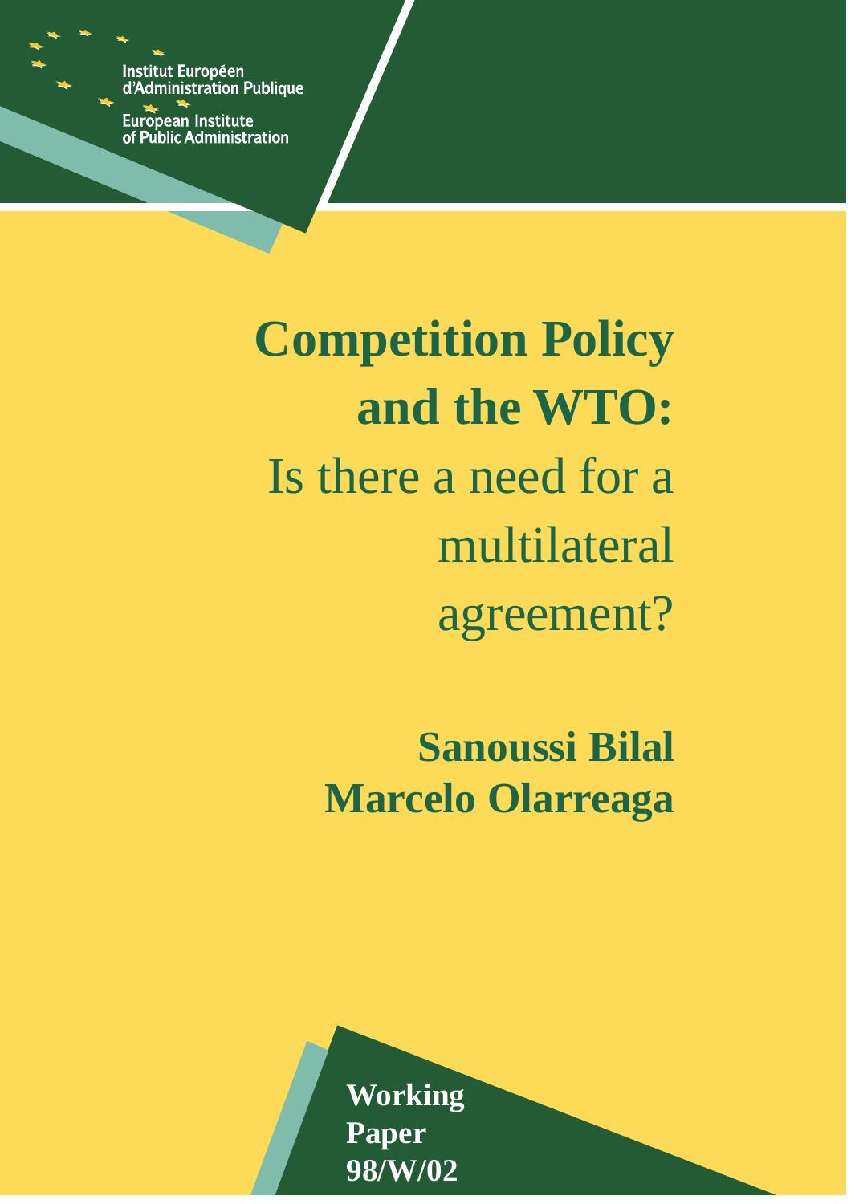Institut Européen d'Administration Publique

European Institute of Public Administration

# Competition Policy and the WTO:

## Is there a need for a multilateral agreement?

**Sanoussi Bilal**
**Marcelo Olarreaga**

**Working Paper 98/W/02**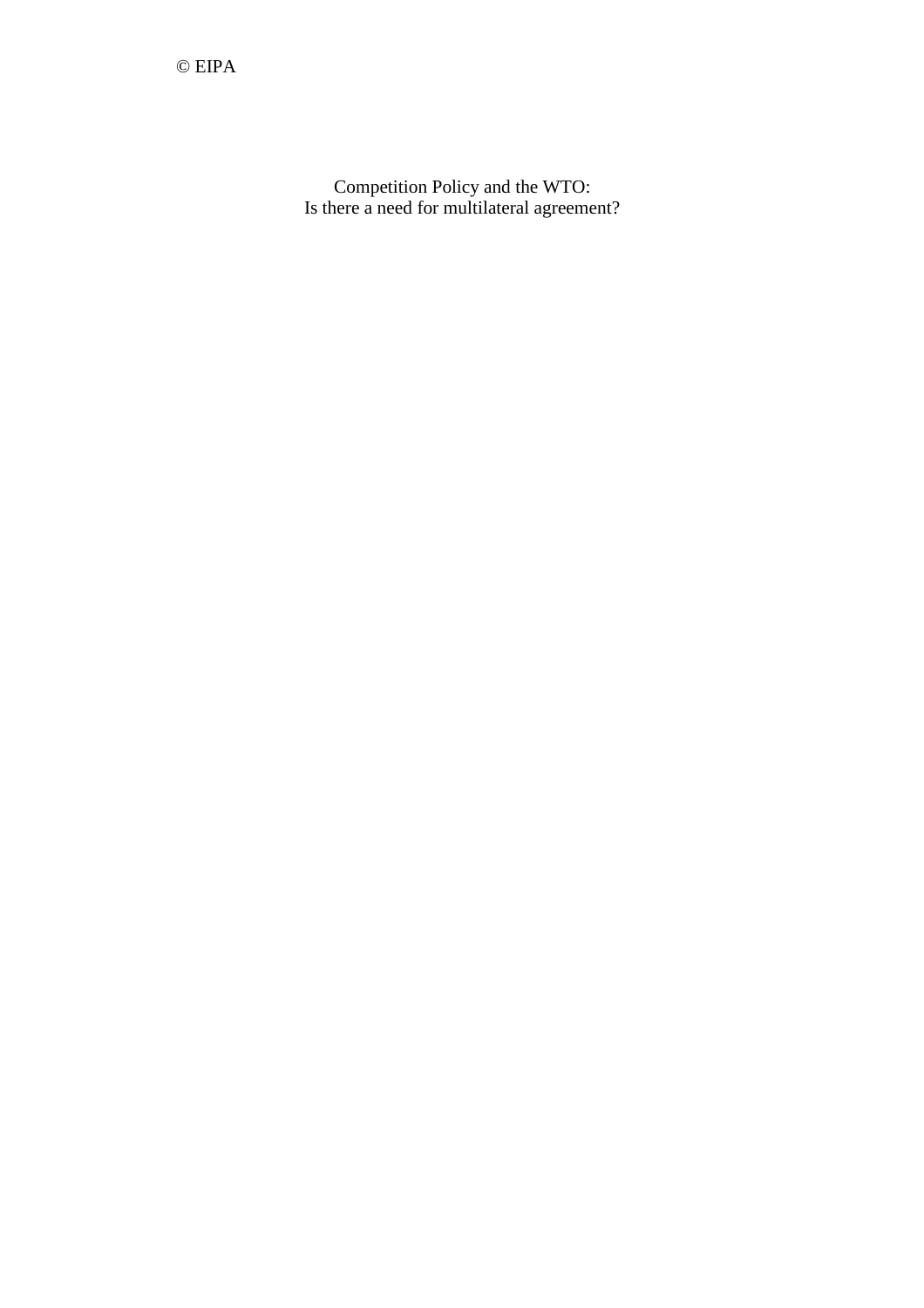© EIPA

Competition Policy and the WTO:
Is there a need for multilateral agreement?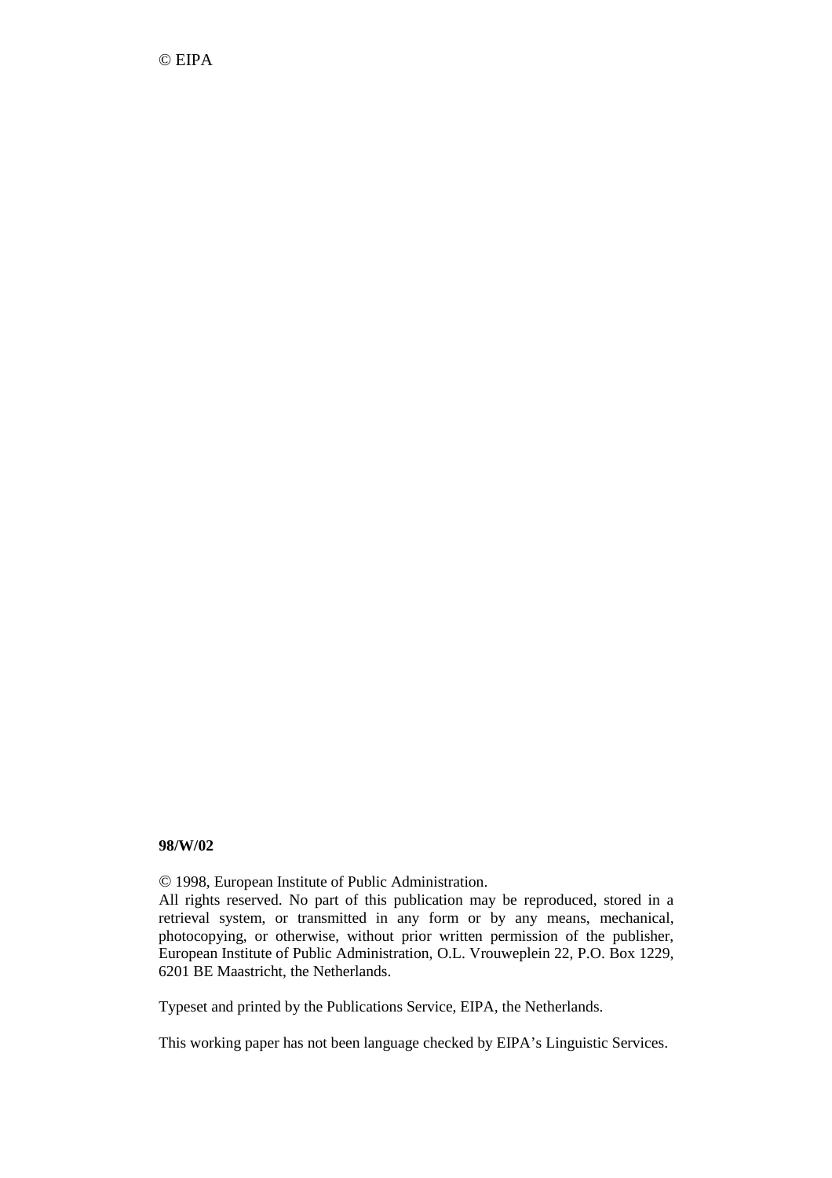© EIPA

**98/W/02**

© 1998, European Institute of Public Administration.
All rights reserved. No part of this publication may be reproduced, stored in a retrieval system, or transmitted in any form or by any means, mechanical, photocopying, or otherwise, without prior written permission of the publisher, European Institute of Public Administration, O.L. Vrouweplein 22, P.O. Box 1229, 6201 BE Maastricht, the Netherlands.

Typeset and printed by the Publications Service, EIPA, the Netherlands.

This working paper has not been language checked by EIPA's Linguistic Services.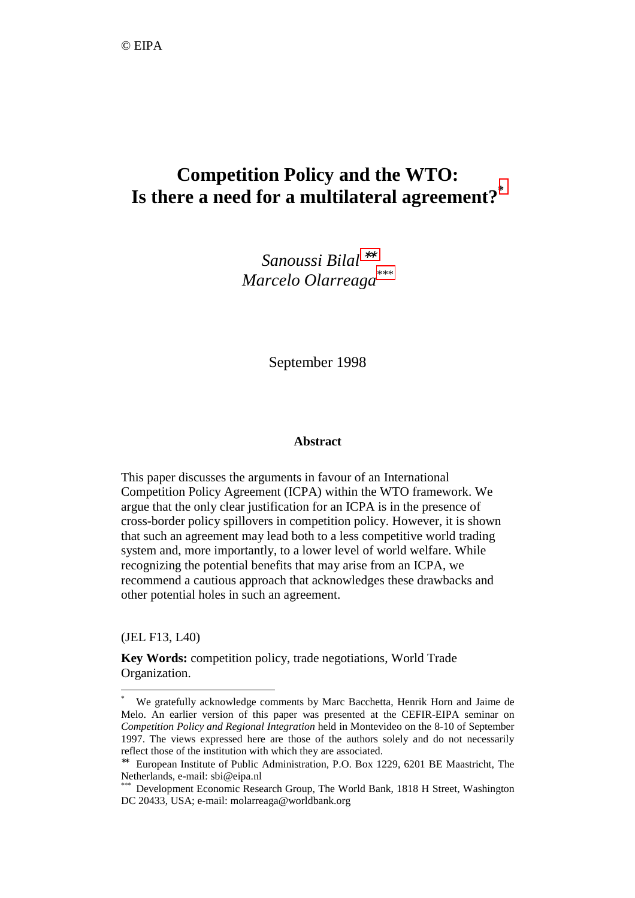© EIPA

# Competition Policy and the WTO: Is there a need for a multilateral agreement?[*]

*Sanoussi Bilal*[**]
*Marcelo Olarreaga*[***]

September 1998

**Abstract**

This paper discusses the arguments in favour of an International Competition Policy Agreement (ICPA) within the WTO framework. We argue that the only clear justification for an ICPA is in the presence of cross-border policy spillovers in competition policy. However, it is shown that such an agreement may lead both to a less competitive world trading system and, more importantly, to a lower level of world welfare. While recognizing the potential benefits that may arise from an ICPA, we recommend a cautious approach that acknowledges these drawbacks and other potential holes in such an agreement.

(JEL F13, L40)

**Key Words:** competition policy, trade negotiations, World Trade Organization.

---

[*] We gratefully acknowledge comments by Marc Bacchetta, Henrik Horn and Jaime de Melo. An earlier version of this paper was presented at the CEFIR-EIPA seminar on *Competition Policy and Regional Integration* held in Montevideo on the 8-10 of September 1997. The views expressed here are those of the authors solely and do not necessarily reflect those of the institution with which they are associated.

[**] European Institute of Public Administration, P.O. Box 1229, 6201 BE Maastricht, The Netherlands, e-mail: sbi@eipa.nl

[***] Development Economic Research Group, The World Bank, 1818 H Street, Washington DC 20433, USA; e-mail: molarreaga@worldbank.org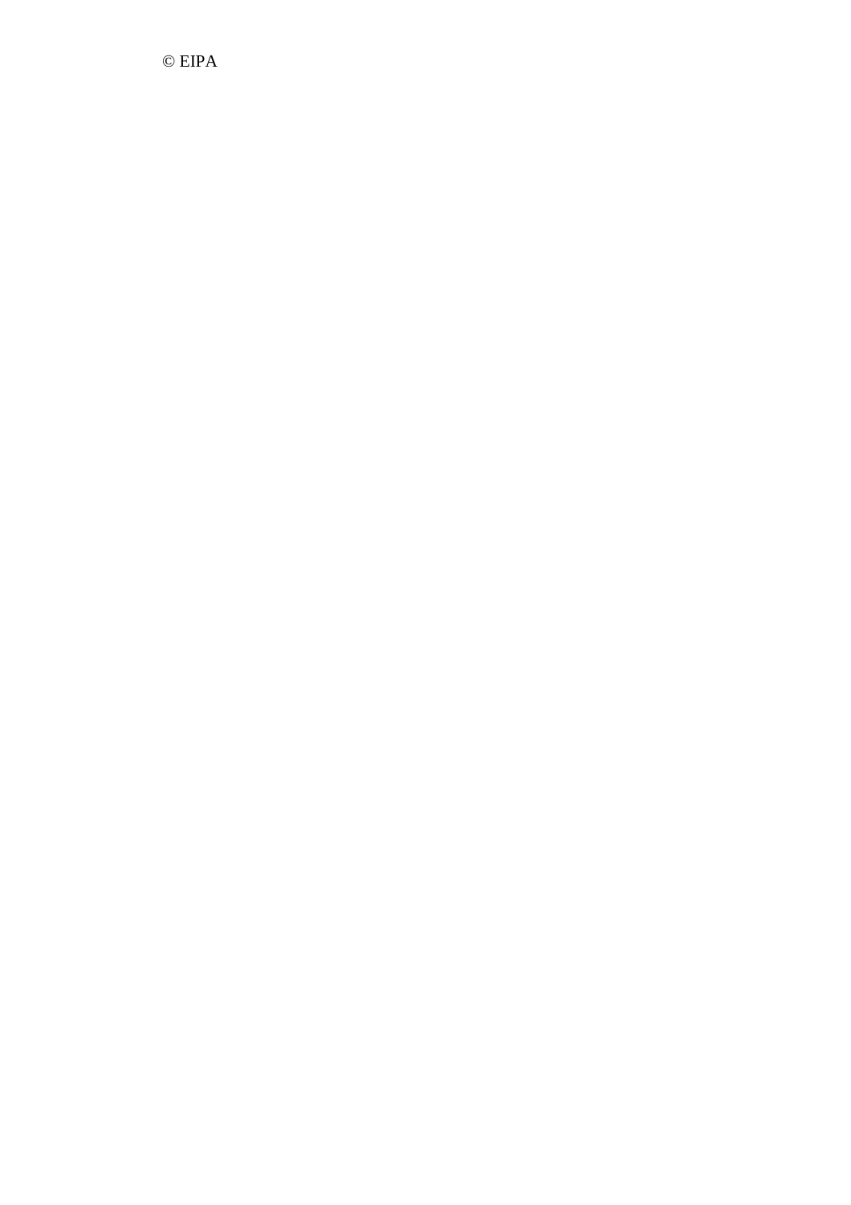© EIPA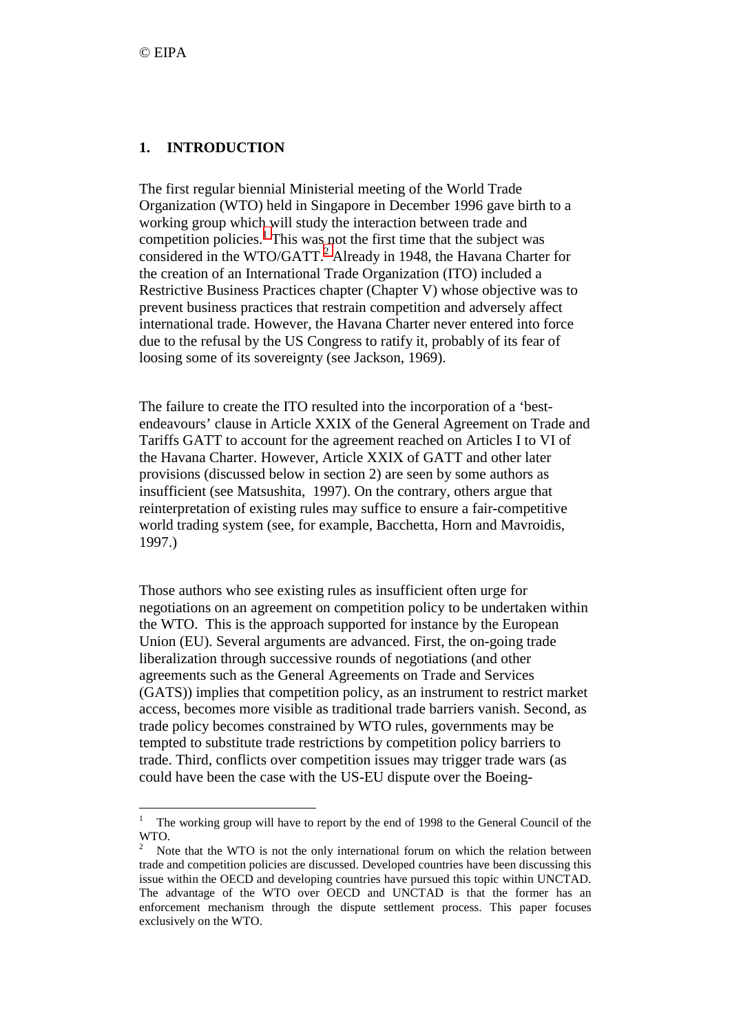© EIPA

## 1. INTRODUCTION

The first regular biennial Ministerial meeting of the World Trade Organization (WTO) held in Singapore in December 1996 gave birth to a working group which will study the interaction between trade and competition policies.[1] This was not the first time that the subject was considered in the WTO/GATT.[2] Already in 1948, the Havana Charter for the creation of an International Trade Organization (ITO) included a Restrictive Business Practices chapter (Chapter V) whose objective was to prevent business practices that restrain competition and adversely affect international trade. However, the Havana Charter never entered into force due to the refusal by the US Congress to ratify it, probably of its fear of loosing some of its sovereignty (see Jackson, 1969).

The failure to create the ITO resulted into the incorporation of a 'best-endeavours' clause in Article XXIX of the General Agreement on Trade and Tariffs GATT to account for the agreement reached on Articles I to VI of the Havana Charter. However, Article XXIX of GATT and other later provisions (discussed below in section 2) are seen by some authors as insufficient (see Matsushita, 1997). On the contrary, others argue that reinterpretation of existing rules may suffice to ensure a fair-competitive world trading system (see, for example, Bacchetta, Horn and Mavroidis, 1997.)

Those authors who see existing rules as insufficient often urge for negotiations on an agreement on competition policy to be undertaken within the WTO. This is the approach supported for instance by the European Union (EU). Several arguments are advanced. First, the on-going trade liberalization through successive rounds of negotiations (and other agreements such as the General Agreements on Trade and Services (GATS)) implies that competition policy, as an instrument to restrict market access, becomes more visible as traditional trade barriers vanish. Second, as trade policy becomes constrained by WTO rules, governments may be tempted to substitute trade restrictions by competition policy barriers to trade. Third, conflicts over competition issues may trigger trade wars (as could have been the case with the US-EU dispute over the Boeing-

---

[1] The working group will have to report by the end of 1998 to the General Council of the WTO.

[2] Note that the WTO is not the only international forum on which the relation between trade and competition policies are discussed. Developed countries have been discussing this issue within the OECD and developing countries have pursued this topic within UNCTAD. The advantage of the WTO over OECD and UNCTAD is that the former has an enforcement mechanism through the dispute settlement process. This paper focuses exclusively on the WTO.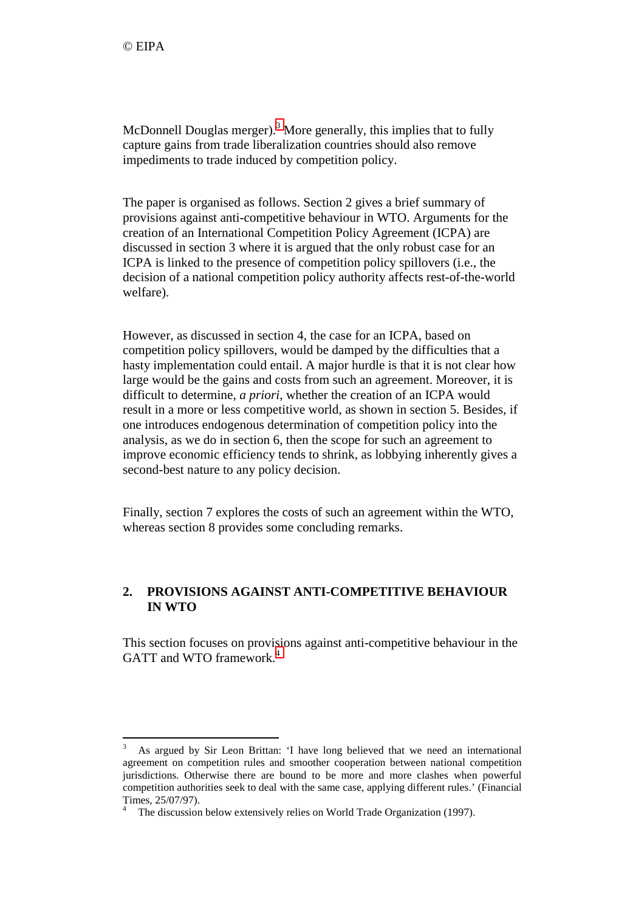McDonnell Douglas merger).[3] More generally, this implies that to fully capture gains from trade liberalization countries should also remove impediments to trade induced by competition policy.

The paper is organised as follows. Section 2 gives a brief summary of provisions against anti-competitive behaviour in WTO. Arguments for the creation of an International Competition Policy Agreement (ICPA) are discussed in section 3 where it is argued that the only robust case for an ICPA is linked to the presence of competition policy spillovers (i.e., the decision of a national competition policy authority affects rest-of-the-world welfare).

However, as discussed in section 4, the case for an ICPA, based on competition policy spillovers, would be damped by the difficulties that a hasty implementation could entail. A major hurdle is that it is not clear how large would be the gains and costs from such an agreement. Moreover, it is difficult to determine, *a priori*, whether the creation of an ICPA would result in a more or less competitive world, as shown in section 5. Besides, if one introduces endogenous determination of competition policy into the analysis, as we do in section 6, then the scope for such an agreement to improve economic efficiency tends to shrink, as lobbying inherently gives a second-best nature to any policy decision.

Finally, section 7 explores the costs of such an agreement within the WTO, whereas section 8 provides some concluding remarks.

## 2. PROVISIONS AGAINST ANTI-COMPETITIVE BEHAVIOUR IN WTO

This section focuses on provisions against anti-competitive behaviour in the GATT and WTO framework.[4]

---

[3] As argued by Sir Leon Brittan: 'I have long believed that we need an international agreement on competition rules and smoother cooperation between national competition jurisdictions. Otherwise there are bound to be more and more clashes when powerful competition authorities seek to deal with the same case, applying different rules.' (Financial Times, 25/07/97).

[4] The discussion below extensively relies on World Trade Organization (1997).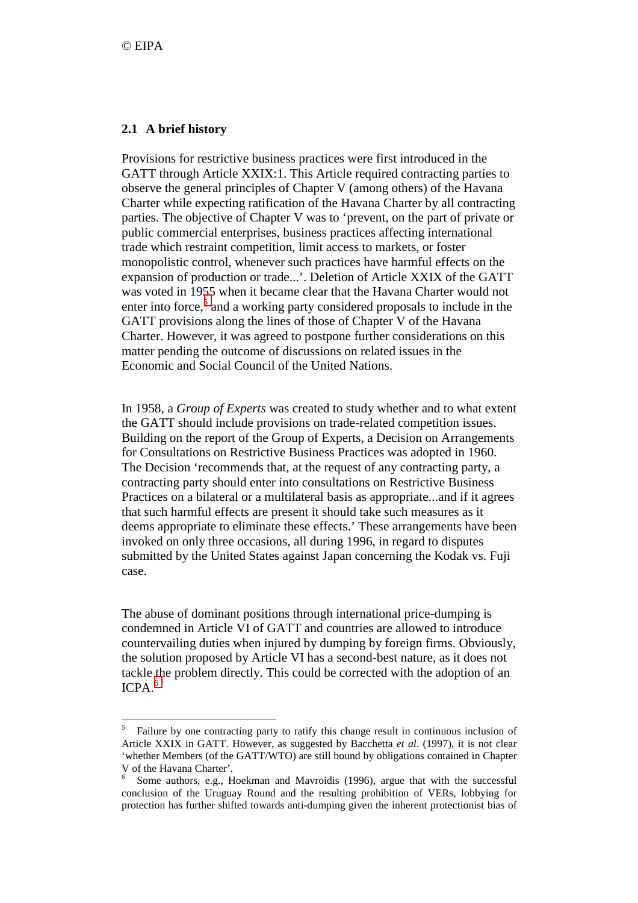## 2.1 A brief history

Provisions for restrictive business practices were first introduced in the GATT through Article XXIX:1. This Article required contracting parties to observe the general principles of Chapter V (among others) of the Havana Charter while expecting ratification of the Havana Charter by all contracting parties. The objective of Chapter V was to 'prevent, on the part of private or public commercial enterprises, business practices affecting international trade which restraint competition, limit access to markets, or foster monopolistic control, whenever such practices have harmful effects on the expansion of production or trade...'. Deletion of Article XXIX of the GATT was voted in 1955 when it became clear that the Havana Charter would not enter into force,[5] and a working party considered proposals to include in the GATT provisions along the lines of those of Chapter V of the Havana Charter. However, it was agreed to postpone further considerations on this matter pending the outcome of discussions on related issues in the Economic and Social Council of the United Nations.

In 1958, a *Group of Experts* was created to study whether and to what extent the GATT should include provisions on trade-related competition issues. Building on the report of the Group of Experts, a Decision on Arrangements for Consultations on Restrictive Business Practices was adopted in 1960. The Decision 'recommends that, at the request of any contracting party, a contracting party should enter into consultations on Restrictive Business Practices on a bilateral or a multilateral basis as appropriate...and if it agrees that such harmful effects are present it should take such measures as it deems appropriate to eliminate these effects.' These arrangements have been invoked on only three occasions, all during 1996, in regard to disputes submitted by the United States against Japan concerning the Kodak vs. Fuji case.

The abuse of dominant positions through international price-dumping is condemned in Article VI of GATT and countries are allowed to introduce countervailing duties when injured by dumping by foreign firms. Obviously, the solution proposed by Article VI has a second-best nature, as it does not tackle the problem directly. This could be corrected with the adoption of an ICPA.[6]

---

[5] Failure by one contracting party to ratify this change result in continuous inclusion of Article XXIX in GATT. However, as suggested by Bacchetta *et al*. (1997), it is not clear 'whether Members (of the GATT/WTO) are still bound by obligations contained in Chapter V of the Havana Charter'.

[6] Some authors, e.g., Hoekman and Mavroidis (1996), argue that with the successful conclusion of the Uruguay Round and the resulting prohibition of VERs, lobbying for protection has further shifted towards anti-dumping given the inherent protectionist bias of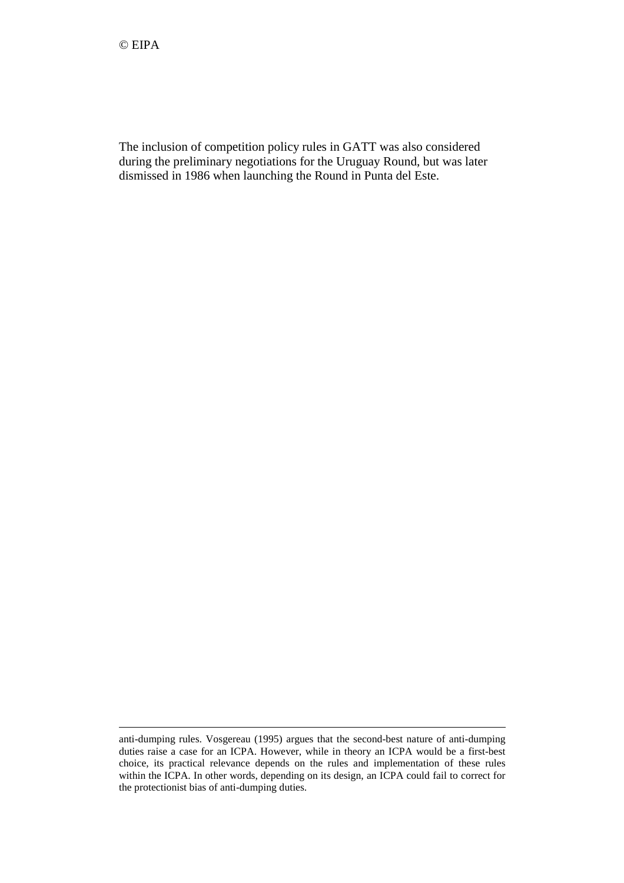The inclusion of competition policy rules in GATT was also considered during the preliminary negotiations for the Uruguay Round, but was later dismissed in 1986 when launching the Round in Punta del Este.

---

anti-dumping rules. Vosgereau (1995) argues that the second-best nature of anti-dumping duties raise a case for an ICPA. However, while in theory an ICPA would be a first-best choice, its practical relevance depends on the rules and implementation of these rules within the ICPA. In other words, depending on its design, an ICPA could fail to correct for the protectionist bias of anti-dumping duties.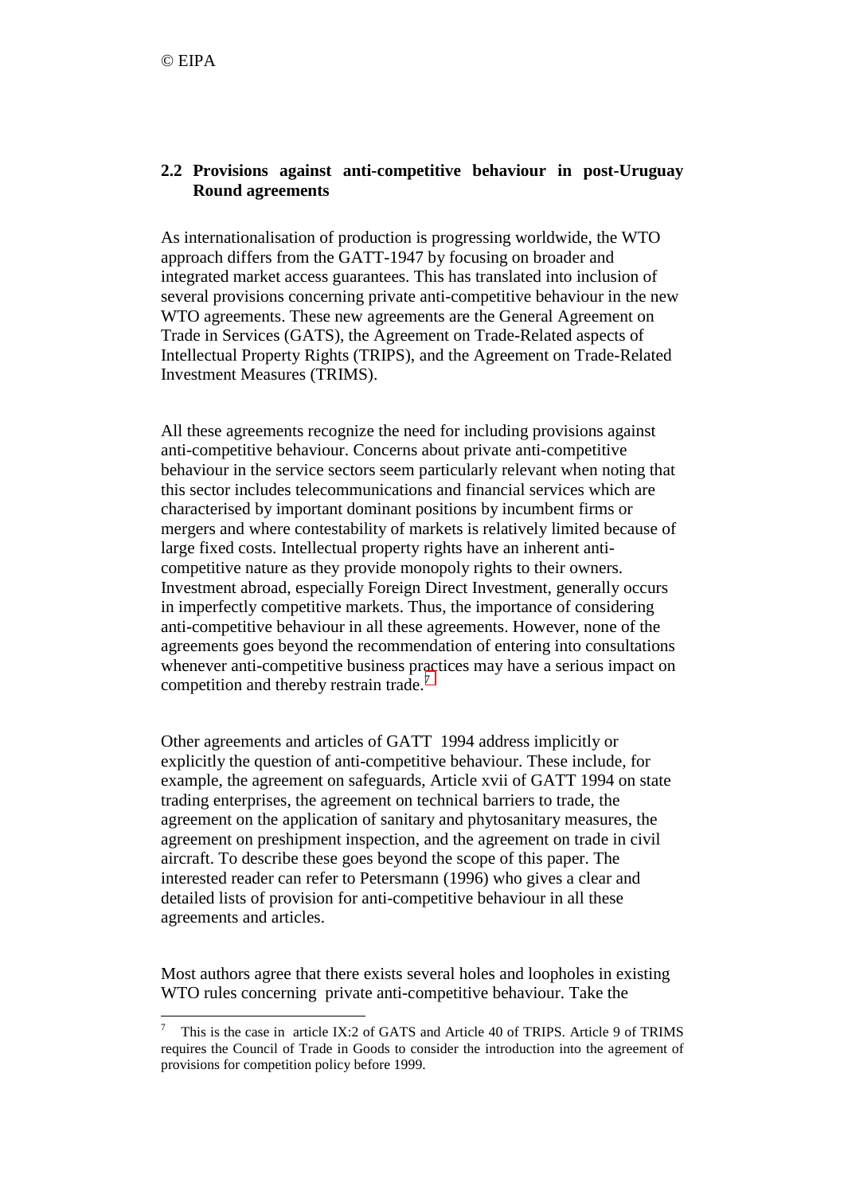### 2.2 Provisions against anti-competitive behaviour in post-Uruguay Round agreements

As internationalisation of production is progressing worldwide, the WTO approach differs from the GATT-1947 by focusing on broader and integrated market access guarantees. This has translated into inclusion of several provisions concerning private anti-competitive behaviour in the new WTO agreements. These new agreements are the General Agreement on Trade in Services (GATS), the Agreement on Trade-Related aspects of Intellectual Property Rights (TRIPS), and the Agreement on Trade-Related Investment Measures (TRIMS).

All these agreements recognize the need for including provisions against anti-competitive behaviour. Concerns about private anti-competitive behaviour in the service sectors seem particularly relevant when noting that this sector includes telecommunications and financial services which are characterised by important dominant positions by incumbent firms or mergers and where contestability of markets is relatively limited because of large fixed costs. Intellectual property rights have an inherent anti-competitive nature as they provide monopoly rights to their owners. Investment abroad, especially Foreign Direct Investment, generally occurs in imperfectly competitive markets. Thus, the importance of considering anti-competitive behaviour in all these agreements. However, none of the agreements goes beyond the recommendation of entering into consultations whenever anti-competitive business practices may have a serious impact on competition and thereby restrain trade.[7]

Other agreements and articles of GATT 1994 address implicitly or explicitly the question of anti-competitive behaviour. These include, for example, the agreement on safeguards, Article xvii of GATT 1994 on state trading enterprises, the agreement on technical barriers to trade, the agreement on the application of sanitary and phytosanitary measures, the agreement on preshipment inspection, and the agreement on trade in civil aircraft. To describe these goes beyond the scope of this paper. The interested reader can refer to Petersmann (1996) who gives a clear and detailed lists of provision for anti-competitive behaviour in all these agreements and articles.

Most authors agree that there exists several holes and loopholes in existing WTO rules concerning private anti-competitive behaviour. Take the

---

[7] This is the case in article IX:2 of GATS and Article 40 of TRIPS. Article 9 of TRIMS requires the Council of Trade in Goods to consider the introduction into the agreement of provisions for competition policy before 1999.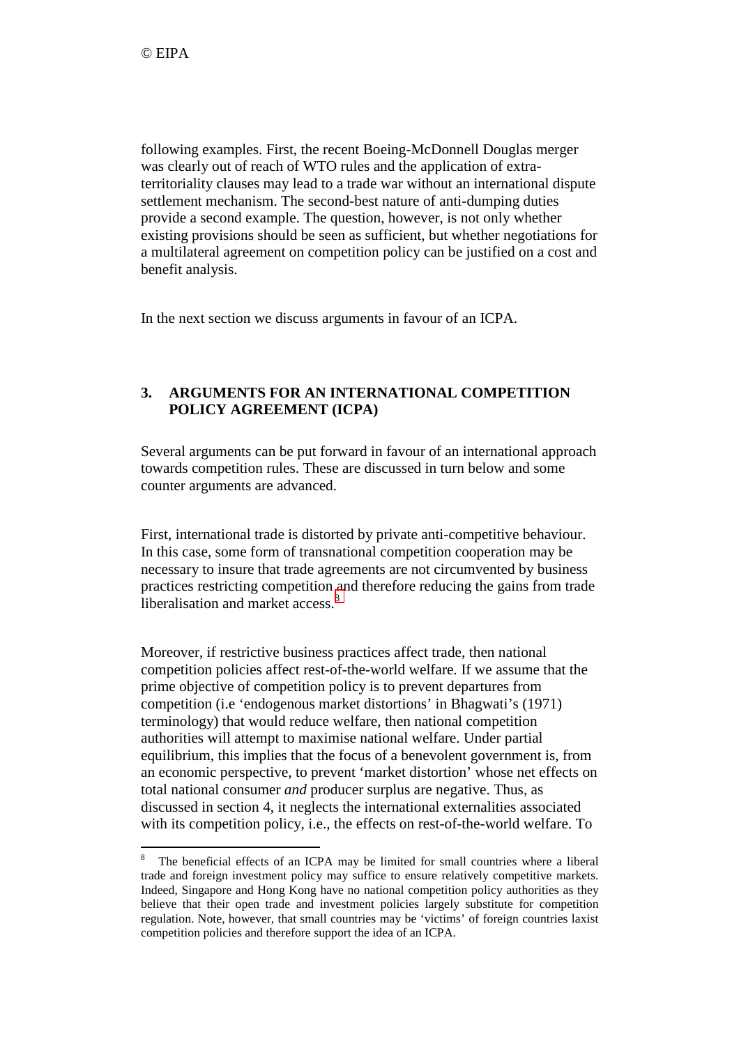following examples. First, the recent Boeing-McDonnell Douglas merger was clearly out of reach of WTO rules and the application of extra-territoriality clauses may lead to a trade war without an international dispute settlement mechanism. The second-best nature of anti-dumping duties provide a second example. The question, however, is not only whether existing provisions should be seen as sufficient, but whether negotiations for a multilateral agreement on competition policy can be justified on a cost and benefit analysis.

In the next section we discuss arguments in favour of an ICPA.

## 3. ARGUMENTS FOR AN INTERNATIONAL COMPETITION POLICY AGREEMENT (ICPA)

Several arguments can be put forward in favour of an international approach towards competition rules. These are discussed in turn below and some counter arguments are advanced.

First, international trade is distorted by private anti-competitive behaviour. In this case, some form of transnational competition cooperation may be necessary to insure that trade agreements are not circumvented by business practices restricting competition and therefore reducing the gains from trade liberalisation and market access.[8]

Moreover, if restrictive business practices affect trade, then national competition policies affect rest-of-the-world welfare. If we assume that the prime objective of competition policy is to prevent departures from competition (i.e 'endogenous market distortions' in Bhagwati's (1971) terminology) that would reduce welfare, then national competition authorities will attempt to maximise national welfare. Under partial equilibrium, this implies that the focus of a benevolent government is, from an economic perspective, to prevent 'market distortion' whose net effects on total national consumer *and* producer surplus are negative. Thus, as discussed in section 4, it neglects the international externalities associated with its competition policy, i.e., the effects on rest-of-the-world welfare. To

---

[8] The beneficial effects of an ICPA may be limited for small countries where a liberal trade and foreign investment policy may suffice to ensure relatively competitive markets. Indeed, Singapore and Hong Kong have no national competition policy authorities as they believe that their open trade and investment policies largely substitute for competition regulation. Note, however, that small countries may be 'victims' of foreign countries laxist competition policies and therefore support the idea of an ICPA.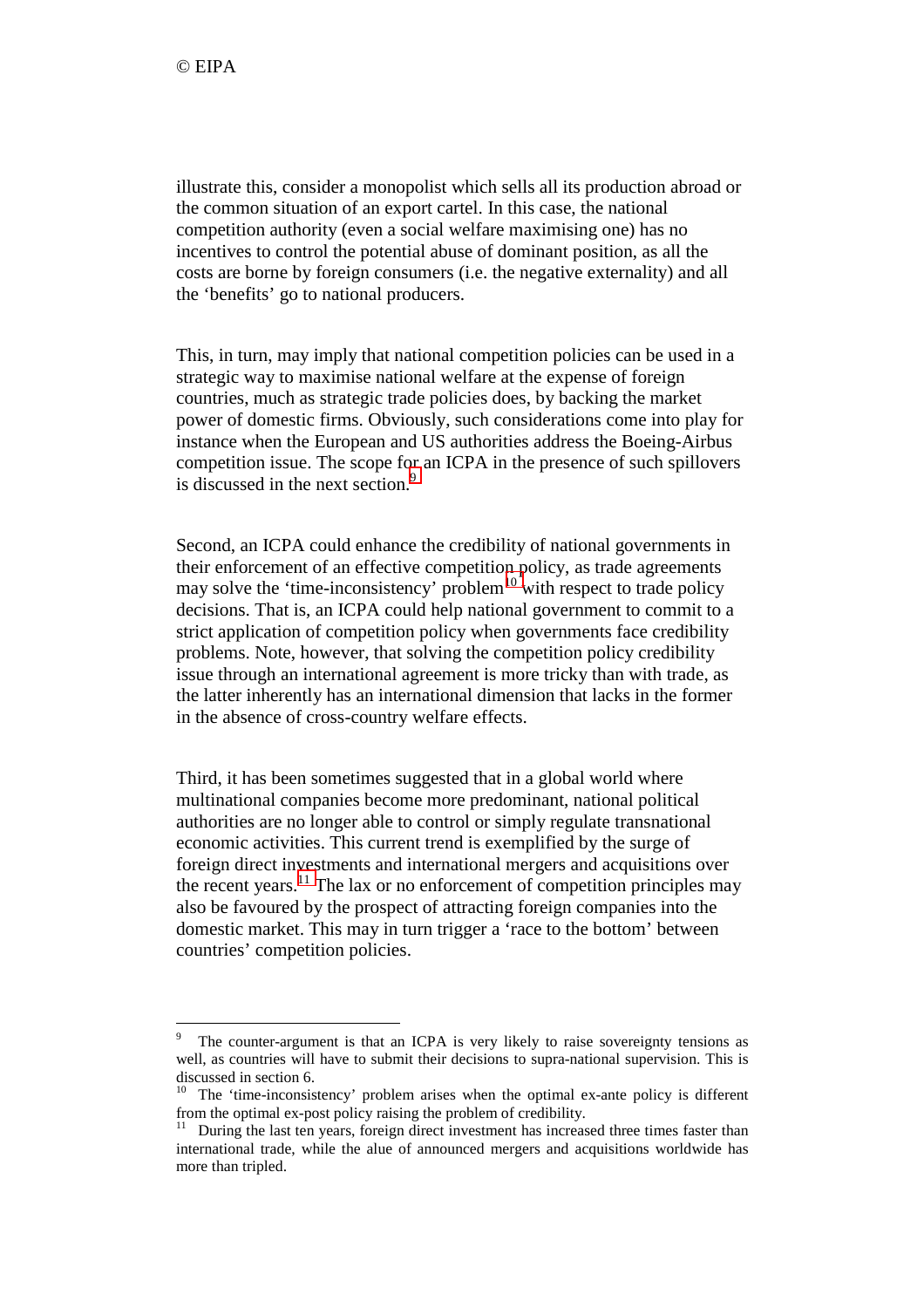illustrate this, consider a monopolist which sells all its production abroad or the common situation of an export cartel. In this case, the national competition authority (even a social welfare maximising one) has no incentives to control the potential abuse of dominant position, as all the costs are borne by foreign consumers (i.e. the negative externality) and all the 'benefits' go to national producers.

This, in turn, may imply that national competition policies can be used in a strategic way to maximise national welfare at the expense of foreign countries, much as strategic trade policies does, by backing the market power of domestic firms. Obviously, such considerations come into play for instance when the European and US authorities address the Boeing-Airbus competition issue. The scope for an ICPA in the presence of such spillovers is discussed in the next section.[9]

Second, an ICPA could enhance the credibility of national governments in their enforcement of an effective competition policy, as trade agreements may solve the 'time-inconsistency' problem[10] with respect to trade policy decisions. That is, an ICPA could help national government to commit to a strict application of competition policy when governments face credibility problems. Note, however, that solving the competition policy credibility issue through an international agreement is more tricky than with trade, as the latter inherently has an international dimension that lacks in the former in the absence of cross-country welfare effects.

Third, it has been sometimes suggested that in a global world where multinational companies become more predominant, national political authorities are no longer able to control or simply regulate transnational economic activities. This current trend is exemplified by the surge of foreign direct investments and international mergers and acquisitions over the recent years.[11] The lax or no enforcement of competition principles may also be favoured by the prospect of attracting foreign companies into the domestic market. This may in turn trigger a 'race to the bottom' between countries' competition policies.

---

[9] The counter-argument is that an ICPA is very likely to raise sovereignty tensions as well, as countries will have to submit their decisions to supra-national supervision. This is discussed in section 6.

[10] The 'time-inconsistency' problem arises when the optimal ex-ante policy is different from the optimal ex-post policy raising the problem of credibility.

[11] During the last ten years, foreign direct investment has increased three times faster than international trade, while the alue of announced mergers and acquisitions worldwide has more than tripled.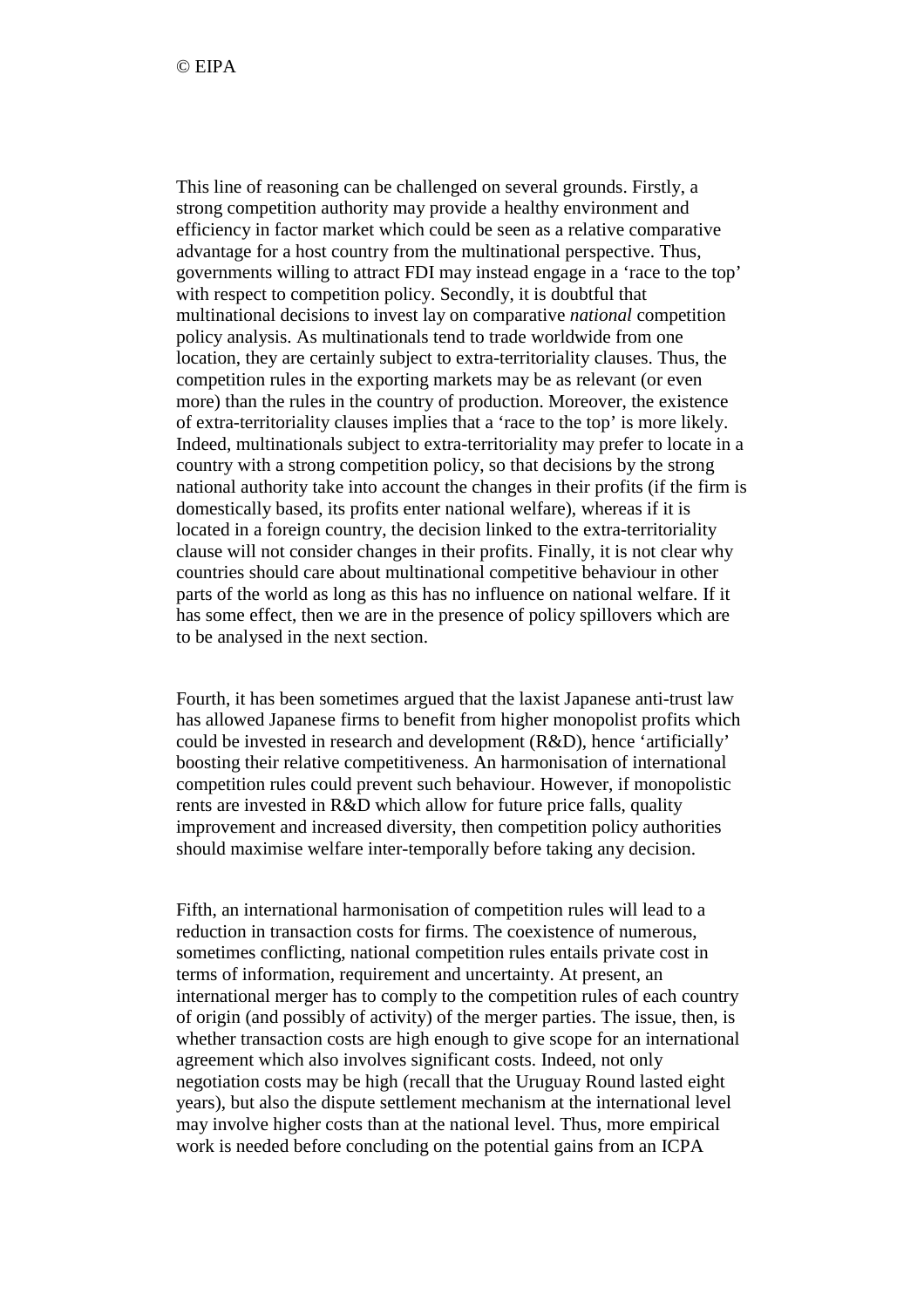This line of reasoning can be challenged on several grounds. Firstly, a strong competition authority may provide a healthy environment and efficiency in factor market which could be seen as a relative comparative advantage for a host country from the multinational perspective. Thus, governments willing to attract FDI may instead engage in a 'race to the top' with respect to competition policy. Secondly, it is doubtful that multinational decisions to invest lay on comparative *national* competition policy analysis. As multinationals tend to trade worldwide from one location, they are certainly subject to extra-territoriality clauses. Thus, the competition rules in the exporting markets may be as relevant (or even more) than the rules in the country of production. Moreover, the existence of extra-territoriality clauses implies that a 'race to the top' is more likely. Indeed, multinationals subject to extra-territoriality may prefer to locate in a country with a strong competition policy, so that decisions by the strong national authority take into account the changes in their profits (if the firm is domestically based, its profits enter national welfare), whereas if it is located in a foreign country, the decision linked to the extra-territoriality clause will not consider changes in their profits. Finally, it is not clear why countries should care about multinational competitive behaviour in other parts of the world as long as this has no influence on national welfare. If it has some effect, then we are in the presence of policy spillovers which are to be analysed in the next section.

Fourth, it has been sometimes argued that the laxist Japanese anti-trust law has allowed Japanese firms to benefit from higher monopolist profits which could be invested in research and development (R&D), hence 'artificially' boosting their relative competitiveness. An harmonisation of international competition rules could prevent such behaviour. However, if monopolistic rents are invested in R&D which allow for future price falls, quality improvement and increased diversity, then competition policy authorities should maximise welfare inter-temporally before taking any decision.

Fifth, an international harmonisation of competition rules will lead to a reduction in transaction costs for firms. The coexistence of numerous, sometimes conflicting, national competition rules entails private cost in terms of information, requirement and uncertainty. At present, an international merger has to comply to the competition rules of each country of origin (and possibly of activity) of the merger parties. The issue, then, is whether transaction costs are high enough to give scope for an international agreement which also involves significant costs. Indeed, not only negotiation costs may be high (recall that the Uruguay Round lasted eight years), but also the dispute settlement mechanism at the international level may involve higher costs than at the national level. Thus, more empirical work is needed before concluding on the potential gains from an ICPA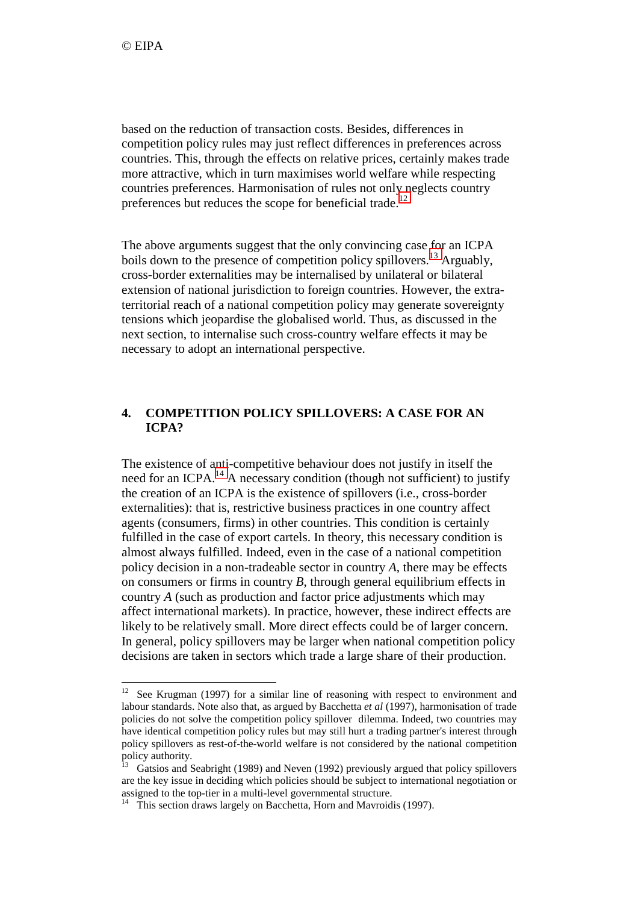based on the reduction of transaction costs. Besides, differences in competition policy rules may just reflect differences in preferences across countries. This, through the effects on relative prices, certainly makes trade more attractive, which in turn maximises world welfare while respecting countries preferences. Harmonisation of rules not only neglects country preferences but reduces the scope for beneficial trade.[12]

The above arguments suggest that the only convincing case for an ICPA boils down to the presence of competition policy spillovers.[13] Arguably, cross-border externalities may be internalised by unilateral or bilateral extension of national jurisdiction to foreign countries. However, the extra-territorial reach of a national competition policy may generate sovereignty tensions which jeopardise the globalised world. Thus, as discussed in the next section, to internalise such cross-country welfare effects it may be necessary to adopt an international perspective.

## 4. COMPETITION POLICY SPILLOVERS: A CASE FOR AN ICPA?

The existence of anti-competitive behaviour does not justify in itself the need for an ICPA.[14] A necessary condition (though not sufficient) to justify the creation of an ICPA is the existence of spillovers (i.e., cross-border externalities): that is, restrictive business practices in one country affect agents (consumers, firms) in other countries. This condition is certainly fulfilled in the case of export cartels. In theory, this necessary condition is almost always fulfilled. Indeed, even in the case of a national competition policy decision in a non-tradeable sector in country *A*, there may be effects on consumers or firms in country *B*, through general equilibrium effects in country *A* (such as production and factor price adjustments which may affect international markets). In practice, however, these indirect effects are likely to be relatively small. More direct effects could be of larger concern. In general, policy spillovers may be larger when national competition policy decisions are taken in sectors which trade a large share of their production.

---

[12] See Krugman (1997) for a similar line of reasoning with respect to environment and labour standards. Note also that, as argued by Bacchetta *et al* (1997), harmonisation of trade policies do not solve the competition policy spillover dilemma. Indeed, two countries may have identical competition policy rules but may still hurt a trading partner's interest through policy spillovers as rest-of-the-world welfare is not considered by the national competition policy authority.

[13] Gatsios and Seabright (1989) and Neven (1992) previously argued that policy spillovers are the key issue in deciding which policies should be subject to international negotiation or assigned to the top-tier in a multi-level governmental structure.

[14] This section draws largely on Bacchetta, Horn and Mavroidis (1997).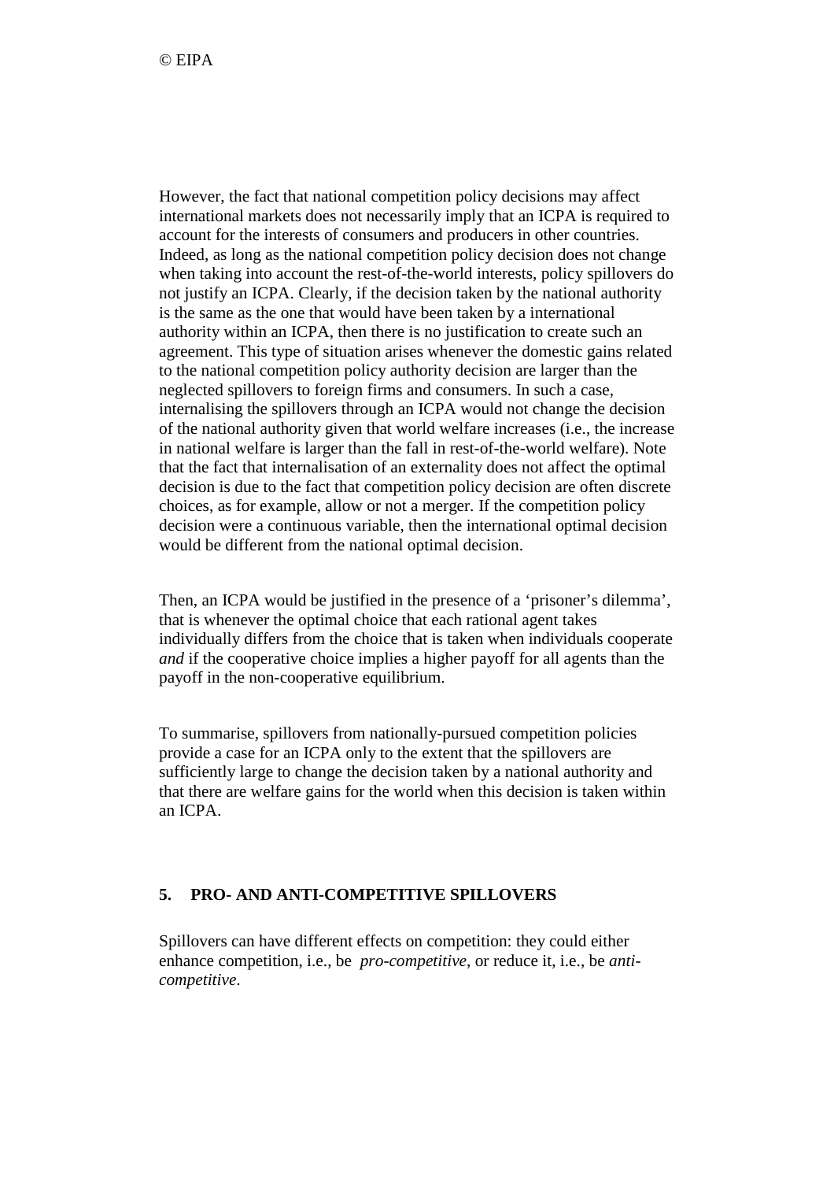However, the fact that national competition policy decisions may affect international markets does not necessarily imply that an ICPA is required to account for the interests of consumers and producers in other countries. Indeed, as long as the national competition policy decision does not change when taking into account the rest-of-the-world interests, policy spillovers do not justify an ICPA. Clearly, if the decision taken by the national authority is the same as the one that would have been taken by a international authority within an ICPA, then there is no justification to create such an agreement. This type of situation arises whenever the domestic gains related to the national competition policy authority decision are larger than the neglected spillovers to foreign firms and consumers. In such a case, internalising the spillovers through an ICPA would not change the decision of the national authority given that world welfare increases (i.e., the increase in national welfare is larger than the fall in rest-of-the-world welfare). Note that the fact that internalisation of an externality does not affect the optimal decision is due to the fact that competition policy decision are often discrete choices, as for example, allow or not a merger. If the competition policy decision were a continuous variable, then the international optimal decision would be different from the national optimal decision.

Then, an ICPA would be justified in the presence of a 'prisoner's dilemma', that is whenever the optimal choice that each rational agent takes individually differs from the choice that is taken when individuals cooperate *and* if the cooperative choice implies a higher payoff for all agents than the payoff in the non-cooperative equilibrium.

To summarise, spillovers from nationally-pursued competition policies provide a case for an ICPA only to the extent that the spillovers are sufficiently large to change the decision taken by a national authority and that there are welfare gains for the world when this decision is taken within an ICPA.

## 5. PRO- AND ANTI-COMPETITIVE SPILLOVERS

Spillovers can have different effects on competition: they could either enhance competition, i.e., be *pro-competitive*, or reduce it, i.e., be *anti-competitive*.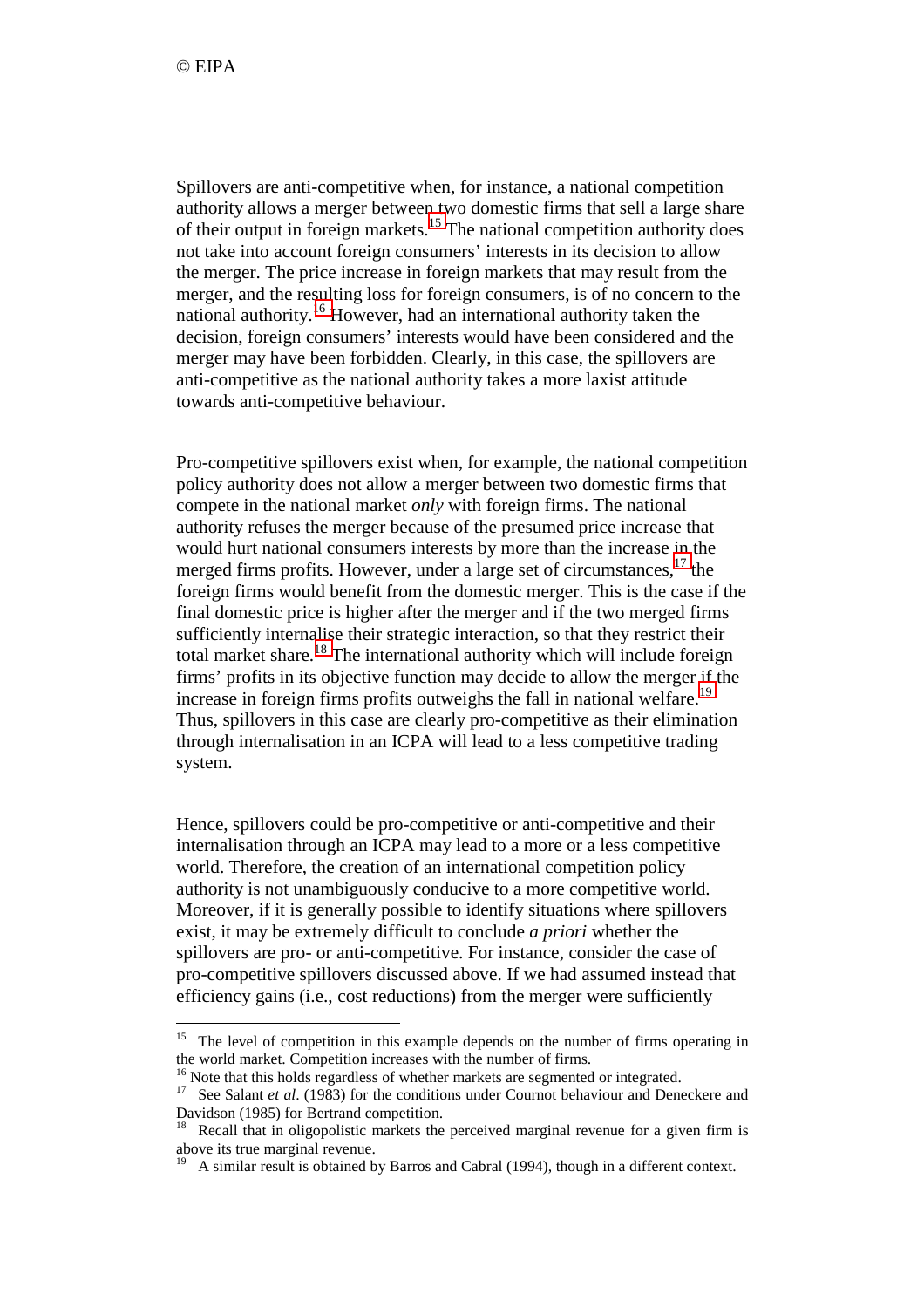Spillovers are anti-competitive when, for instance, a national competition authority allows a merger between two domestic firms that sell a large share of their output in foreign markets.[15] The national competition authority does not take into account foreign consumers' interests in its decision to allow the merger. The price increase in foreign markets that may result from the merger, and the resulting loss for foreign consumers, is of no concern to the national authority.[16] However, had an international authority taken the decision, foreign consumers' interests would have been considered and the merger may have been forbidden. Clearly, in this case, the spillovers are anti-competitive as the national authority takes a more laxist attitude towards anti-competitive behaviour.

Pro-competitive spillovers exist when, for example, the national competition policy authority does not allow a merger between two domestic firms that compete in the national market *only* with foreign firms. The national authority refuses the merger because of the presumed price increase that would hurt national consumers interests by more than the increase in the merged firms profits. However, under a large set of circumstances,[17] the foreign firms would benefit from the domestic merger. This is the case if the final domestic price is higher after the merger and if the two merged firms sufficiently internalise their strategic interaction, so that they restrict their total market share.[18] The international authority which will include foreign firms' profits in its objective function may decide to allow the merger if the increase in foreign firms profits outweighs the fall in national welfare.[19] Thus, spillovers in this case are clearly pro-competitive as their elimination through internalisation in an ICPA will lead to a less competitive trading system.

Hence, spillovers could be pro-competitive or anti-competitive and their internalisation through an ICPA may lead to a more or a less competitive world. Therefore, the creation of an international competition policy authority is not unambiguously conducive to a more competitive world. Moreover, if it is generally possible to identify situations where spillovers exist, it may be extremely difficult to conclude *a priori* whether the spillovers are pro- or anti-competitive. For instance, consider the case of pro-competitive spillovers discussed above. If we had assumed instead that efficiency gains (i.e., cost reductions) from the merger were sufficiently

---

[15] The level of competition in this example depends on the number of firms operating in the world market. Competition increases with the number of firms.

[16] Note that this holds regardless of whether markets are segmented or integrated.

[17] See Salant *et al.* (1983) for the conditions under Cournot behaviour and Deneckere and Davidson (1985) for Bertrand competition.

[18] Recall that in oligopolistic markets the perceived marginal revenue for a given firm is above its true marginal revenue.

[19] A similar result is obtained by Barros and Cabral (1994), though in a different context.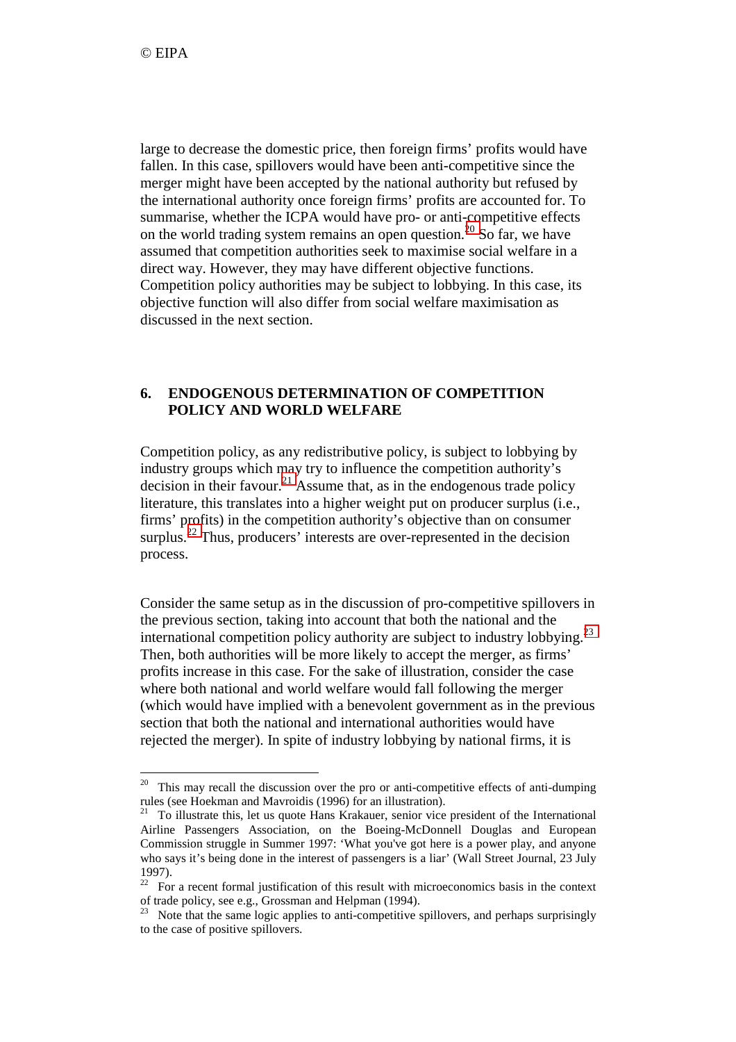large to decrease the domestic price, then foreign firms' profits would have fallen. In this case, spillovers would have been anti-competitive since the merger might have been accepted by the national authority but refused by the international authority once foreign firms' profits are accounted for. To summarise, whether the ICPA would have pro- or anti-competitive effects on the world trading system remains an open question.[20] So far, we have assumed that competition authorities seek to maximise social welfare in a direct way. However, they may have different objective functions. Competition policy authorities may be subject to lobbying. In this case, its objective function will also differ from social welfare maximisation as discussed in the next section.

## 6. ENDOGENOUS DETERMINATION OF COMPETITION POLICY AND WORLD WELFARE

Competition policy, as any redistributive policy, is subject to lobbying by industry groups which may try to influence the competition authority's decision in their favour.[21] Assume that, as in the endogenous trade policy literature, this translates into a higher weight put on producer surplus (i.e., firms' profits) in the competition authority's objective than on consumer surplus.[22] Thus, producers' interests are over-represented in the decision process.

Consider the same setup as in the discussion of pro-competitive spillovers in the previous section, taking into account that both the national and the international competition policy authority are subject to industry lobbying.[23] Then, both authorities will be more likely to accept the merger, as firms' profits increase in this case. For the sake of illustration, consider the case where both national and world welfare would fall following the merger (which would have implied with a benevolent government as in the previous section that both the national and international authorities would have rejected the merger). In spite of industry lobbying by national firms, it is

---

[20] This may recall the discussion over the pro or anti-competitive effects of anti-dumping rules (see Hoekman and Mavroidis (1996) for an illustration).

[21] To illustrate this, let us quote Hans Krakauer, senior vice president of the International Airline Passengers Association, on the Boeing-McDonnell Douglas and European Commission struggle in Summer 1997: 'What you've got here is a power play, and anyone who says it's being done in the interest of passengers is a liar' (Wall Street Journal, 23 July 1997).

[22] For a recent formal justification of this result with microeconomics basis in the context of trade policy, see e.g., Grossman and Helpman (1994).

[23] Note that the same logic applies to anti-competitive spillovers, and perhaps surprisingly to the case of positive spillovers.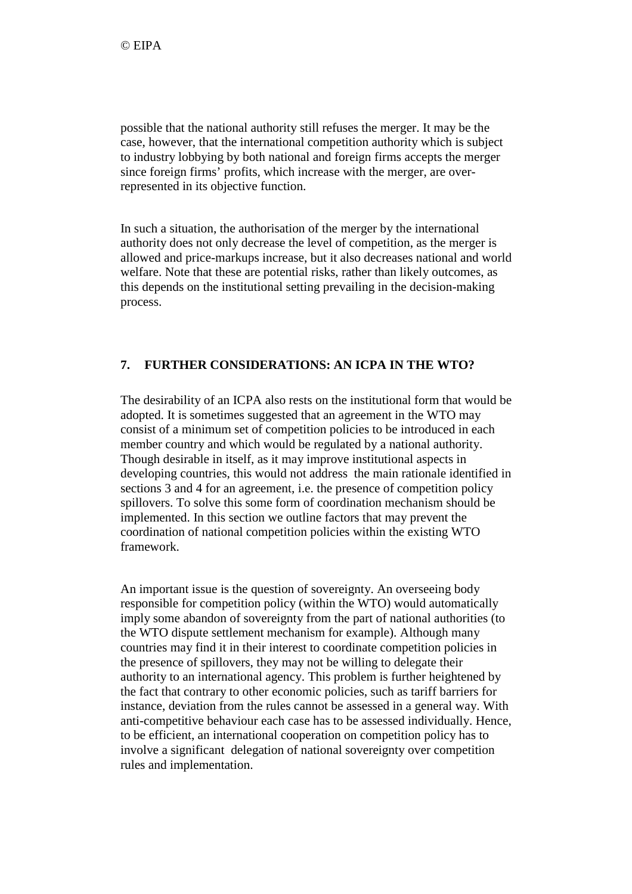possible that the national authority still refuses the merger. It may be the case, however, that the international competition authority which is subject to industry lobbying by both national and foreign firms accepts the merger since foreign firms' profits, which increase with the merger, are over-represented in its objective function.

In such a situation, the authorisation of the merger by the international authority does not only decrease the level of competition, as the merger is allowed and price-markups increase, but it also decreases national and world welfare. Note that these are potential risks, rather than likely outcomes, as this depends on the institutional setting prevailing in the decision-making process.

## 7. FURTHER CONSIDERATIONS: AN ICPA IN THE WTO?

The desirability of an ICPA also rests on the institutional form that would be adopted. It is sometimes suggested that an agreement in the WTO may consist of a minimum set of competition policies to be introduced in each member country and which would be regulated by a national authority. Though desirable in itself, as it may improve institutional aspects in developing countries, this would not address the main rationale identified in sections 3 and 4 for an agreement, i.e. the presence of competition policy spillovers. To solve this some form of coordination mechanism should be implemented. In this section we outline factors that may prevent the coordination of national competition policies within the existing WTO framework.

An important issue is the question of sovereignty. An overseeing body responsible for competition policy (within the WTO) would automatically imply some abandon of sovereignty from the part of national authorities (to the WTO dispute settlement mechanism for example). Although many countries may find it in their interest to coordinate competition policies in the presence of spillovers, they may not be willing to delegate their authority to an international agency. This problem is further heightened by the fact that contrary to other economic policies, such as tariff barriers for instance, deviation from the rules cannot be assessed in a general way. With anti-competitive behaviour each case has to be assessed individually. Hence, to be efficient, an international cooperation on competition policy has to involve a significant delegation of national sovereignty over competition rules and implementation.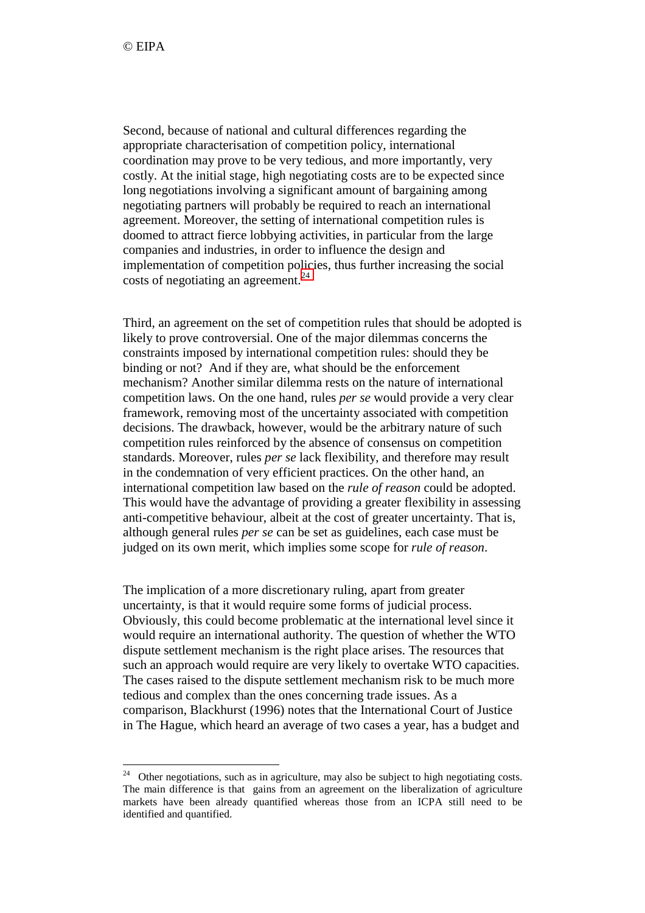Second, because of national and cultural differences regarding the appropriate characterisation of competition policy, international coordination may prove to be very tedious, and more importantly, very costly. At the initial stage, high negotiating costs are to be expected since long negotiations involving a significant amount of bargaining among negotiating partners will probably be required to reach an international agreement. Moreover, the setting of international competition rules is doomed to attract fierce lobbying activities, in particular from the large companies and industries, in order to influence the design and implementation of competition policies, thus further increasing the social costs of negotiating an agreement.[24]

Third, an agreement on the set of competition rules that should be adopted is likely to prove controversial. One of the major dilemmas concerns the constraints imposed by international competition rules: should they be binding or not? And if they are, what should be the enforcement mechanism? Another similar dilemma rests on the nature of international competition laws. On the one hand, rules *per se* would provide a very clear framework, removing most of the uncertainty associated with competition decisions. The drawback, however, would be the arbitrary nature of such competition rules reinforced by the absence of consensus on competition standards. Moreover, rules *per se* lack flexibility, and therefore may result in the condemnation of very efficient practices. On the other hand, an international competition law based on the *rule of reason* could be adopted. This would have the advantage of providing a greater flexibility in assessing anti-competitive behaviour, albeit at the cost of greater uncertainty. That is, although general rules *per se* can be set as guidelines, each case must be judged on its own merit, which implies some scope for *rule of reason*.

The implication of a more discretionary ruling, apart from greater uncertainty, is that it would require some forms of judicial process. Obviously, this could become problematic at the international level since it would require an international authority. The question of whether the WTO dispute settlement mechanism is the right place arises. The resources that such an approach would require are very likely to overtake WTO capacities. The cases raised to the dispute settlement mechanism risk to be much more tedious and complex than the ones concerning trade issues. As a comparison, Blackhurst (1996) notes that the International Court of Justice in The Hague, which heard an average of two cases a year, has a budget and

---

[24] Other negotiations, such as in agriculture, may also be subject to high negotiating costs. The main difference is that gains from an agreement on the liberalization of agriculture markets have been already quantified whereas those from an ICPA still need to be identified and quantified.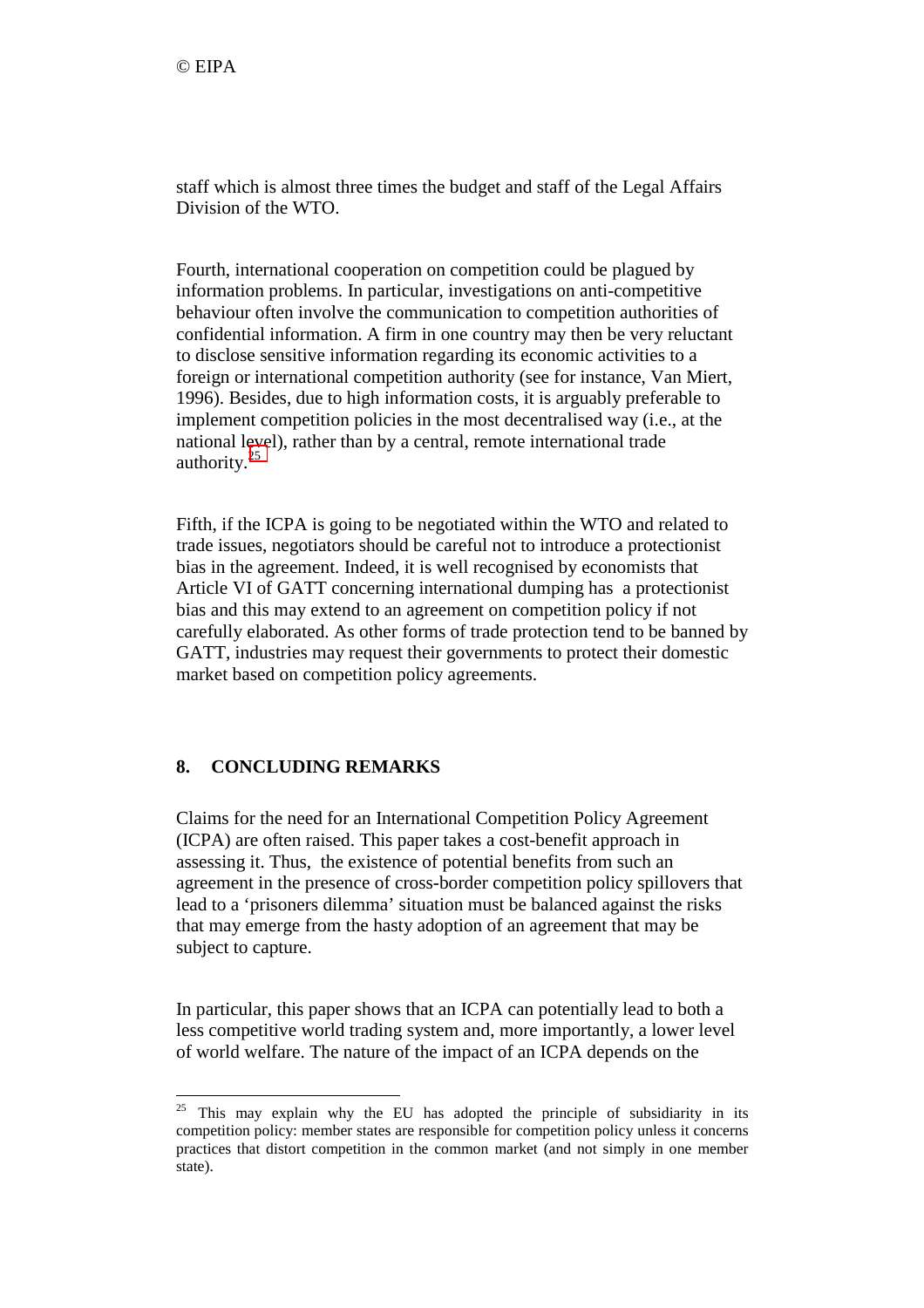staff which is almost three times the budget and staff of the Legal Affairs Division of the WTO.

Fourth, international cooperation on competition could be plagued by information problems. In particular, investigations on anti-competitive behaviour often involve the communication to competition authorities of confidential information. A firm in one country may then be very reluctant to disclose sensitive information regarding its economic activities to a foreign or international competition authority (see for instance, Van Miert, 1996). Besides, due to high information costs, it is arguably preferable to implement competition policies in the most decentralised way (i.e., at the national level), rather than by a central, remote international trade authority.[25]

Fifth, if the ICPA is going to be negotiated within the WTO and related to trade issues, negotiators should be careful not to introduce a protectionist bias in the agreement. Indeed, it is well recognised by economists that Article VI of GATT concerning international dumping has a protectionist bias and this may extend to an agreement on competition policy if not carefully elaborated. As other forms of trade protection tend to be banned by GATT, industries may request their governments to protect their domestic market based on competition policy agreements.

## 8. CONCLUDING REMARKS

Claims for the need for an International Competition Policy Agreement (ICPA) are often raised. This paper takes a cost-benefit approach in assessing it. Thus, the existence of potential benefits from such an agreement in the presence of cross-border competition policy spillovers that lead to a ‘prisoners dilemma’ situation must be balanced against the risks that may emerge from the hasty adoption of an agreement that may be subject to capture.

In particular, this paper shows that an ICPA can potentially lead to both a less competitive world trading system and, more importantly, a lower level of world welfare. The nature of the impact of an ICPA depends on the

---

[25] This may explain why the EU has adopted the principle of subsidiarity in its competition policy: member states are responsible for competition policy unless it concerns practices that distort competition in the common market (and not simply in one member state).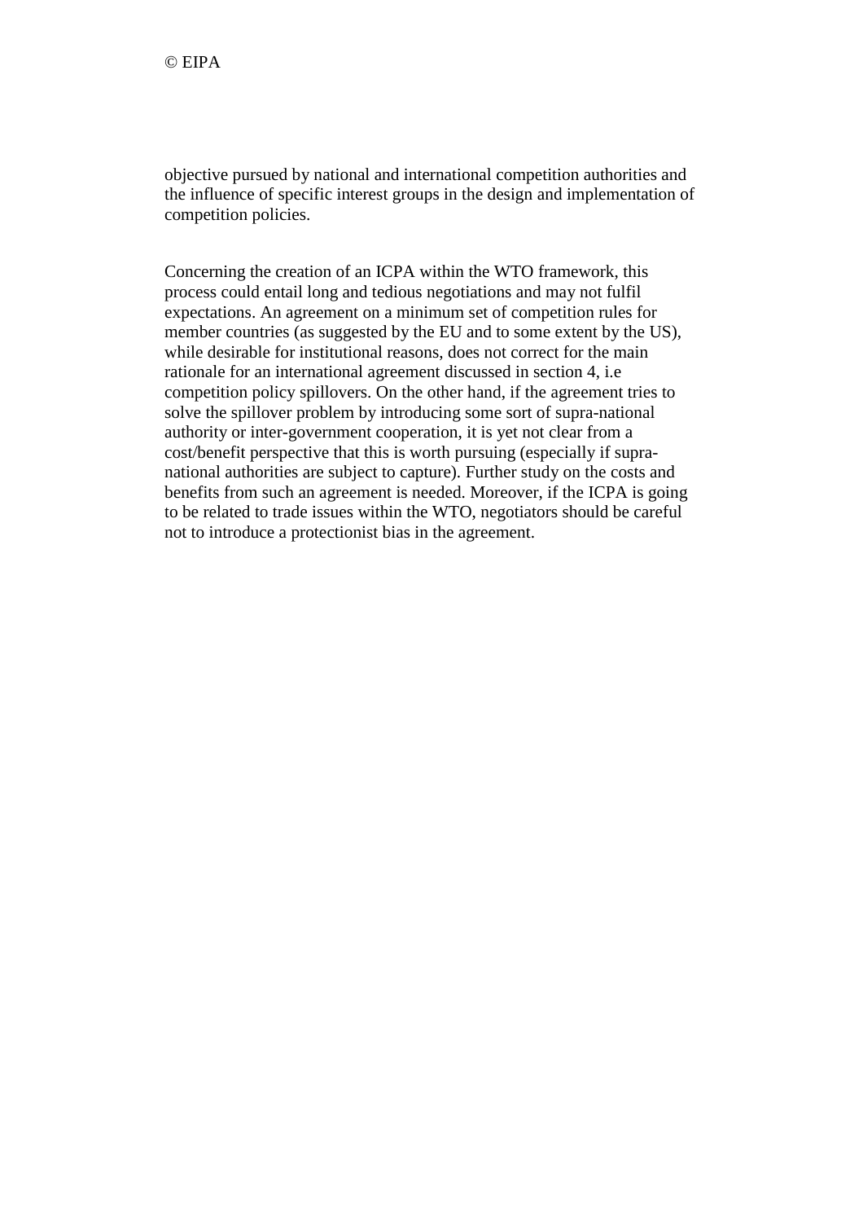objective pursued by national and international competition authorities and the influence of specific interest groups in the design and implementation of competition policies.

Concerning the creation of an ICPA within the WTO framework, this process could entail long and tedious negotiations and may not fulfil expectations. An agreement on a minimum set of competition rules for member countries (as suggested by the EU and to some extent by the US), while desirable for institutional reasons, does not correct for the main rationale for an international agreement discussed in section 4, i.e competition policy spillovers. On the other hand, if the agreement tries to solve the spillover problem by introducing some sort of supra-national authority or inter-government cooperation, it is yet not clear from a cost/benefit perspective that this is worth pursuing (especially if supra-national authorities are subject to capture). Further study on the costs and benefits from such an agreement is needed. Moreover, if the ICPA is going to be related to trade issues within the WTO, negotiators should be careful not to introduce a protectionist bias in the agreement.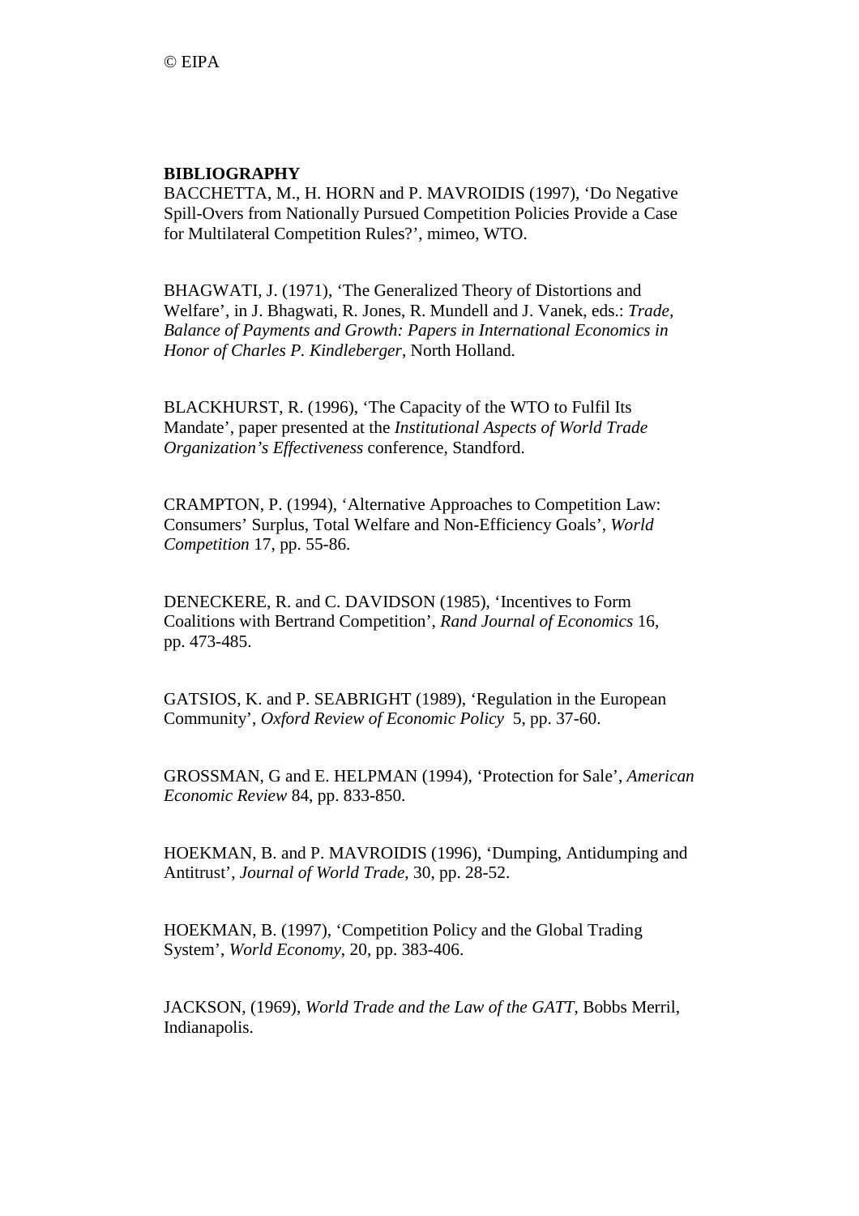## BIBLIOGRAPHY

BACCHETTA, M., H. HORN and P. MAVROIDIS (1997), 'Do Negative Spill-Overs from Nationally Pursued Competition Policies Provide a Case for Multilateral Competition Rules?', mimeo, WTO.

BHAGWATI, J. (1971), 'The Generalized Theory of Distortions and Welfare', in J. Bhagwati, R. Jones, R. Mundell and J. Vanek, eds.: *Trade, Balance of Payments and Growth: Papers in International Economics in Honor of Charles P. Kindleberger*, North Holland.

BLACKHURST, R. (1996), 'The Capacity of the WTO to Fulfil Its Mandate', paper presented at the *Institutional Aspects of World Trade Organization's Effectiveness* conference, Standford.

CRAMPTON, P. (1994), 'Alternative Approaches to Competition Law: Consumers' Surplus, Total Welfare and Non-Efficiency Goals', *World Competition* 17, pp. 55-86.

DENECKERE, R. and C. DAVIDSON (1985), 'Incentives to Form Coalitions with Bertrand Competition', *Rand Journal of Economics* 16, pp. 473-485.

GATSIOS, K. and P. SEABRIGHT (1989), 'Regulation in the European Community', *Oxford Review of Economic Policy* 5, pp. 37-60.

GROSSMAN, G and E. HELPMAN (1994), 'Protection for Sale', *American Economic Review* 84, pp. 833-850.

HOEKMAN, B. and P. MAVROIDIS (1996), 'Dumping, Antidumping and Antitrust', *Journal of World Trade*, 30, pp. 28-52.

HOEKMAN, B. (1997), 'Competition Policy and the Global Trading System', *World Economy*, 20, pp. 383-406.

JACKSON, (1969), *World Trade and the Law of the GATT*, Bobbs Merril, Indianapolis.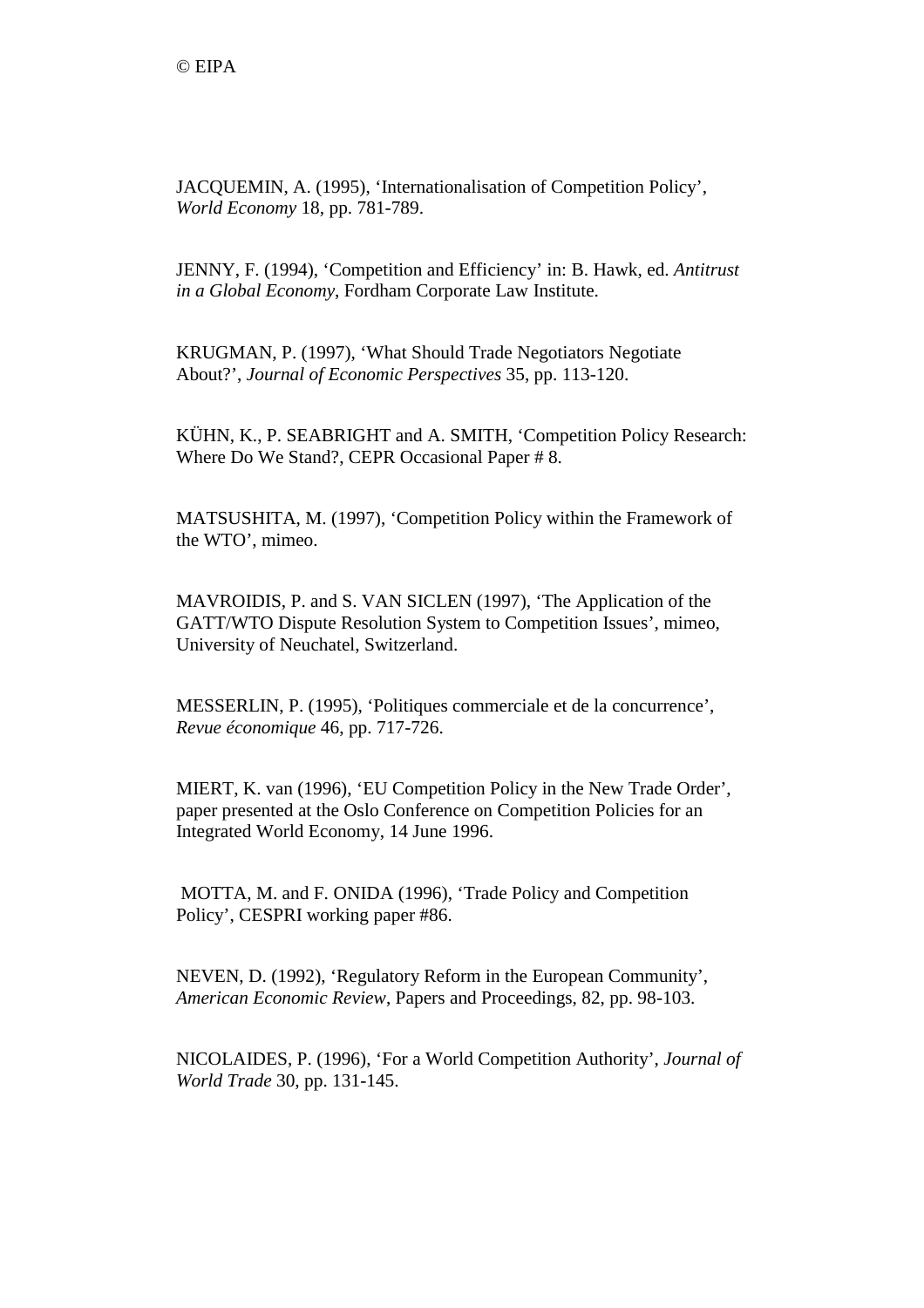JACQUEMIN, A. (1995), ‘Internationalisation of Competition Policy’, *World Economy* 18, pp. 781-789.

JENNY, F. (1994), ‘Competition and Efficiency’ in: B. Hawk, ed. *Antitrust in a Global Economy*, Fordham Corporate Law Institute.

KRUGMAN, P. (1997), ‘What Should Trade Negotiators Negotiate About?’, *Journal of Economic Perspectives* 35, pp. 113-120.

KÜHN, K., P. SEABRIGHT and A. SMITH, ‘Competition Policy Research: Where Do We Stand?, CEPR Occasional Paper # 8.

MATSUSHITA, M. (1997), ‘Competition Policy within the Framework of the WTO’, mimeo.

MAVROIDIS, P. and S. VAN SICLEN (1997), ‘The Application of the GATT/WTO Dispute Resolution System to Competition Issues’, mimeo, University of Neuchatel, Switzerland.

MESSERLIN, P. (1995), ‘Politiques commerciale et de la concurrence’, *Revue économique* 46, pp. 717-726.

MIERT, K. van (1996), ‘EU Competition Policy in the New Trade Order’, paper presented at the Oslo Conference on Competition Policies for an Integrated World Economy, 14 June 1996.

MOTTA, M. and F. ONIDA (1996), ‘Trade Policy and Competition Policy’, CESPRI working paper #86.

NEVEN, D. (1992), ‘Regulatory Reform in the European Community’, *American Economic Review*, Papers and Proceedings, 82, pp. 98-103.

NICOLAIDES, P. (1996), ‘For a World Competition Authority’, *Journal of World Trade* 30, pp. 131-145.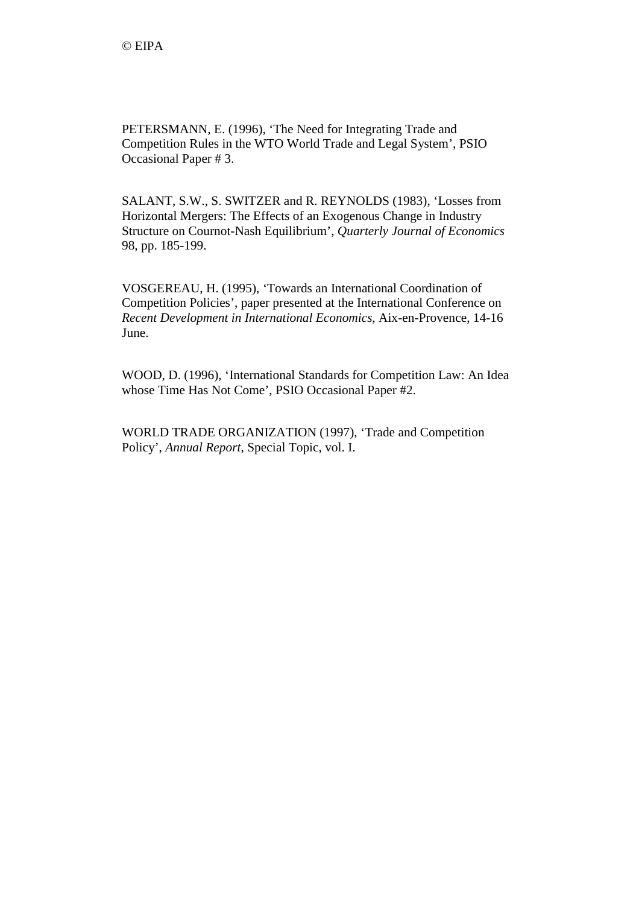PETERSMANN, E. (1996), ‘The Need for Integrating Trade and Competition Rules in the WTO World Trade and Legal System’, PSIO Occasional Paper # 3.

SALANT, S.W., S. SWITZER and R. REYNOLDS (1983), ‘Losses from Horizontal Mergers: The Effects of an Exogenous Change in Industry Structure on Cournot-Nash Equilibrium’, *Quarterly Journal of Economics* 98, pp. 185-199.

VOSGEREAU, H. (1995), ‘Towards an International Coordination of Competition Policies’, paper presented at the International Conference on *Recent Development in International Economics*, Aix-en-Provence, 14-16 June.

WOOD, D. (1996), ‘International Standards for Competition Law: An Idea whose Time Has Not Come’, PSIO Occasional Paper #2.

WORLD TRADE ORGANIZATION (1997), ‘Trade and Competition Policy’, *Annual Report*, Special Topic, vol. I.